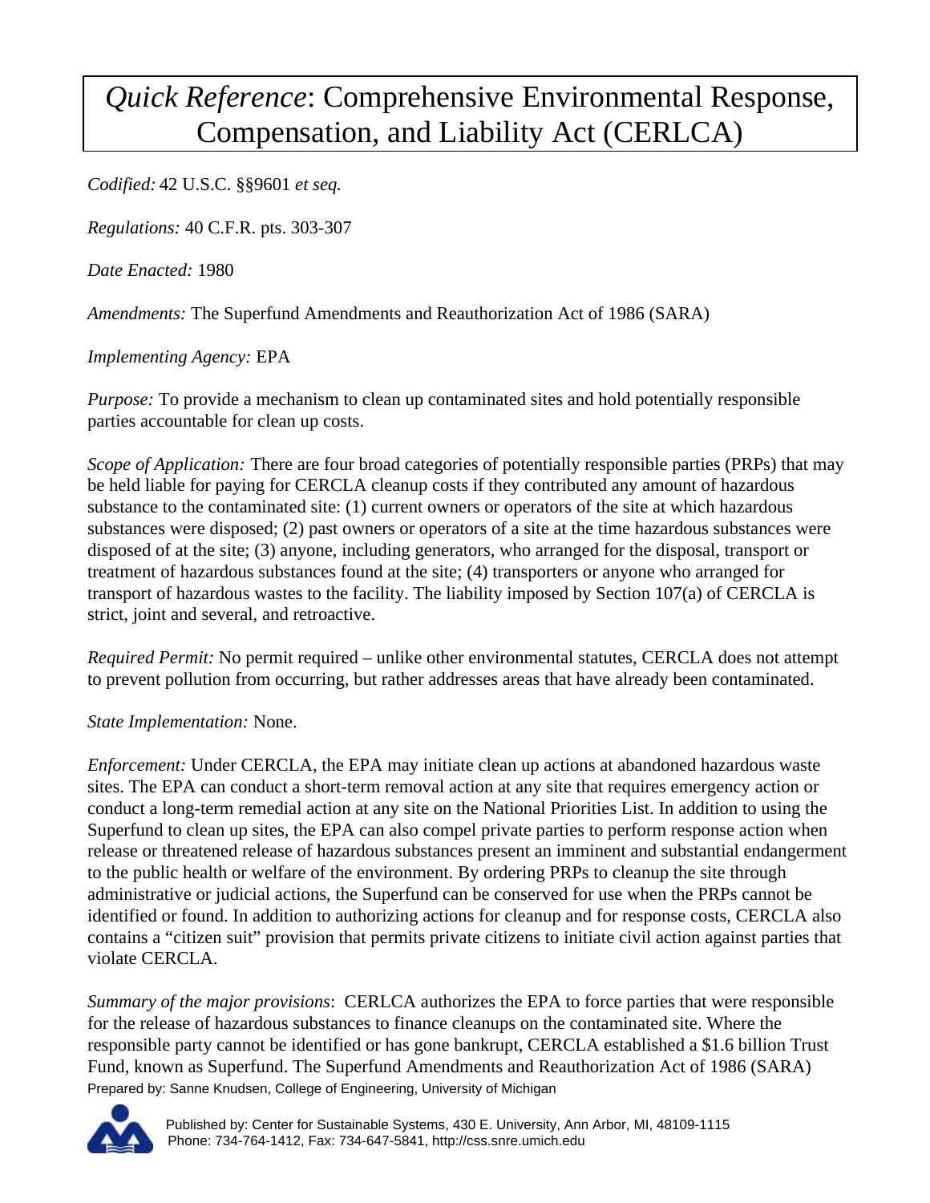# *Quick Reference*: Comprehensive Environmental Response, Compensation, and Liability Act (CERLCA)

*Codified:* 42 U.S.C. §§9601 *et seq.*

*Regulations:* 40 C.F.R. pts. 303-307

*Date Enacted:* 1980

*Amendments:* The Superfund Amendments and Reauthorization Act of 1986 (SARA)

*Implementing Agency:* EPA

*Purpose:* To provide a mechanism to clean up contaminated sites and hold potentially responsible parties accountable for clean up costs.

*Scope of Application:* There are four broad categories of potentially responsible parties (PRPs) that may be held liable for paying for CERCLA cleanup costs if they contributed any amount of hazardous substance to the contaminated site: (1) current owners or operators of the site at which hazardous substances were disposed; (2) past owners or operators of a site at the time hazardous substances were disposed of at the site; (3) anyone, including generators, who arranged for the disposal, transport or treatment of hazardous substances found at the site; (4) transporters or anyone who arranged for transport of hazardous wastes to the facility. The liability imposed by Section 107(a) of CERCLA is strict, joint and several, and retroactive.

*Required Permit:* No permit required – unlike other environmental statutes, CERCLA does not attempt to prevent pollution from occurring, but rather addresses areas that have already been contaminated.

*State Implementation:* None.

*Enforcement:* Under CERCLA, the EPA may initiate clean up actions at abandoned hazardous waste sites. The EPA can conduct a short-term removal action at any site that requires emergency action or conduct a long-term remedial action at any site on the National Priorities List. In addition to using the Superfund to clean up sites, the EPA can also compel private parties to perform response action when release or threatened release of hazardous substances present an imminent and substantial endangerment to the public health or welfare of the environment. By ordering PRPs to cleanup the site through administrative or judicial actions, the Superfund can be conserved for use when the PRPs cannot be identified or found. In addition to authorizing actions for cleanup and for response costs, CERCLA also contains a "citizen suit" provision that permits private citizens to initiate civil action against parties that violate CERCLA.

*Summary of the major provisions*: CERLCA authorizes the EPA to force parties that were responsible for the release of hazardous substances to finance cleanups on the contaminated site. Where the responsible party cannot be identified or has gone bankrupt, CERCLA established a $1.6 billion Trust Fund, known as Superfund. The Superfund Amendments and Reauthorization Act of 1986 (SARA)

Prepared by: Sanne Knudsen, College of Engineering, University of Michigan

Published by: Center for Sustainable Systems, 430 E. University, Ann Arbor, MI, 48109-1115
Phone: 734-764-1412, Fax: 734-647-5841, http://css.snre.umich.edu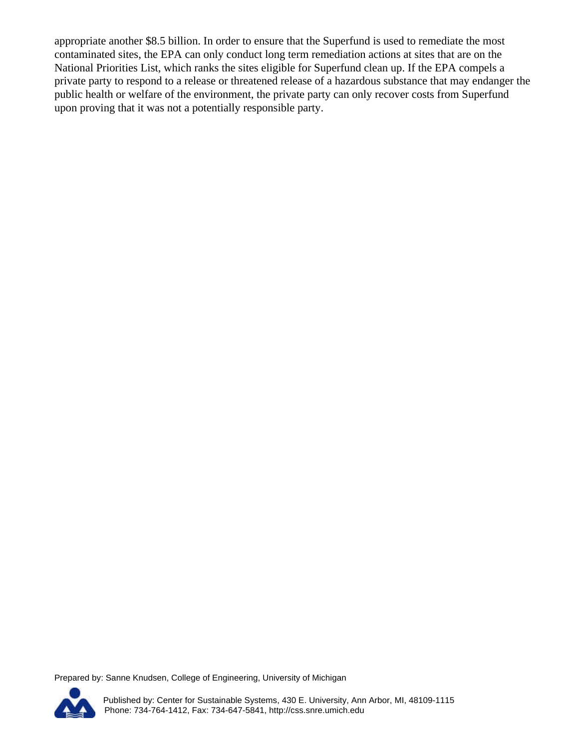appropriate another $8.5 billion. In order to ensure that the Superfund is used to remediate the most contaminated sites, the EPA can only conduct long term remediation actions at sites that are on the National Priorities List, which ranks the sites eligible for Superfund clean up. If the EPA compels a private party to respond to a release or threatened release of a hazardous substance that may endanger the public health or welfare of the environment, the private party can only recover costs from Superfund upon proving that it was not a potentially responsible party.

Prepared by: Sanne Knudsen, College of Engineering, University of Michigan

Published by: Center for Sustainable Systems, 430 E. University, Ann Arbor, MI, 48109-1115
Phone: 734-764-1412, Fax: 734-647-5841, http://css.snre.umich.edu